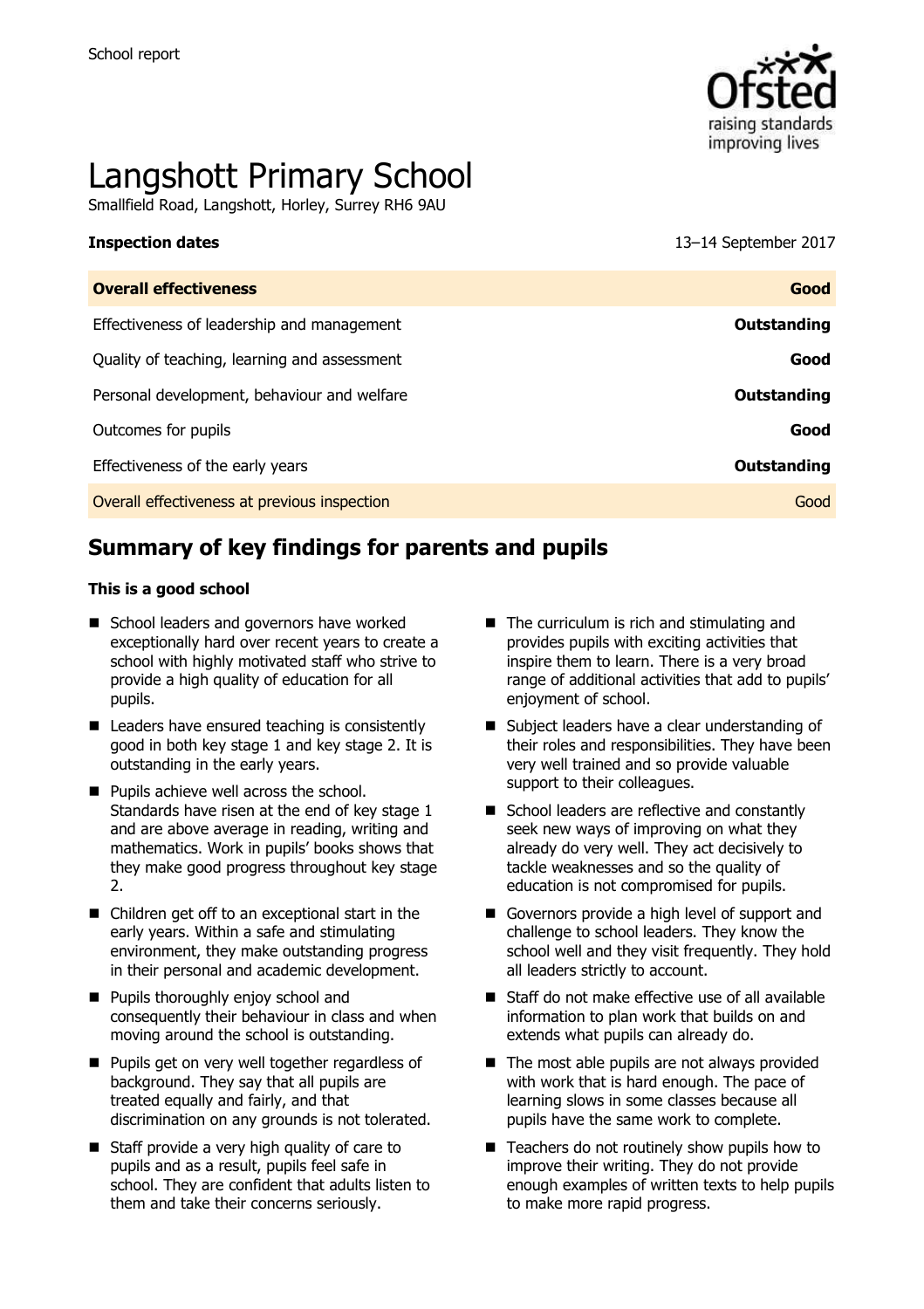School report

# Langshott Primary School

Smallfield Road, Langshott, Horley, Surrey RH6 9AU

**Inspection dates** 13–14 September 2017

| **Overall effectiveness** | **Good** |
|---|---|
| Effectiveness of leadership and management | **Outstanding** |
| Quality of teaching, learning and assessment | **Good** |
| Personal development, behaviour and welfare | **Outstanding** |
| Outcomes for pupils | **Good** |
| Effectiveness of the early years | **Outstanding** |
| Overall effectiveness at previous inspection | Good |

## Summary of key findings for parents and pupils

**This is a good school**

- School leaders and governors have worked exceptionally hard over recent years to create a school with highly motivated staff who strive to provide a high quality of education for all pupils.
- Leaders have ensured teaching is consistently good in both key stage 1 and key stage 2. It is outstanding in the early years.
- Pupils achieve well across the school. Standards have risen at the end of key stage 1 and are above average in reading, writing and mathematics. Work in pupils' books shows that they make good progress throughout key stage 2.
- Children get off to an exceptional start in the early years. Within a safe and stimulating environment, they make outstanding progress in their personal and academic development.
- Pupils thoroughly enjoy school and consequently their behaviour in class and when moving around the school is outstanding.
- Pupils get on very well together regardless of background. They say that all pupils are treated equally and fairly, and that discrimination on any grounds is not tolerated.
- Staff provide a very high quality of care to pupils and as a result, pupils feel safe in school. They are confident that adults listen to them and take their concerns seriously.
- The curriculum is rich and stimulating and provides pupils with exciting activities that inspire them to learn. There is a very broad range of additional activities that add to pupils' enjoyment of school.
- Subject leaders have a clear understanding of their roles and responsibilities. They have been very well trained and so provide valuable support to their colleagues.
- School leaders are reflective and constantly seek new ways of improving on what they already do very well. They act decisively to tackle weaknesses and so the quality of education is not compromised for pupils.
- Governors provide a high level of support and challenge to school leaders. They know the school well and they visit frequently. They hold all leaders strictly to account.
- Staff do not make effective use of all available information to plan work that builds on and extends what pupils can already do.
- The most able pupils are not always provided with work that is hard enough. The pace of learning slows in some classes because all pupils have the same work to complete.
- Teachers do not routinely show pupils how to improve their writing. They do not provide enough examples of written texts to help pupils to make more rapid progress.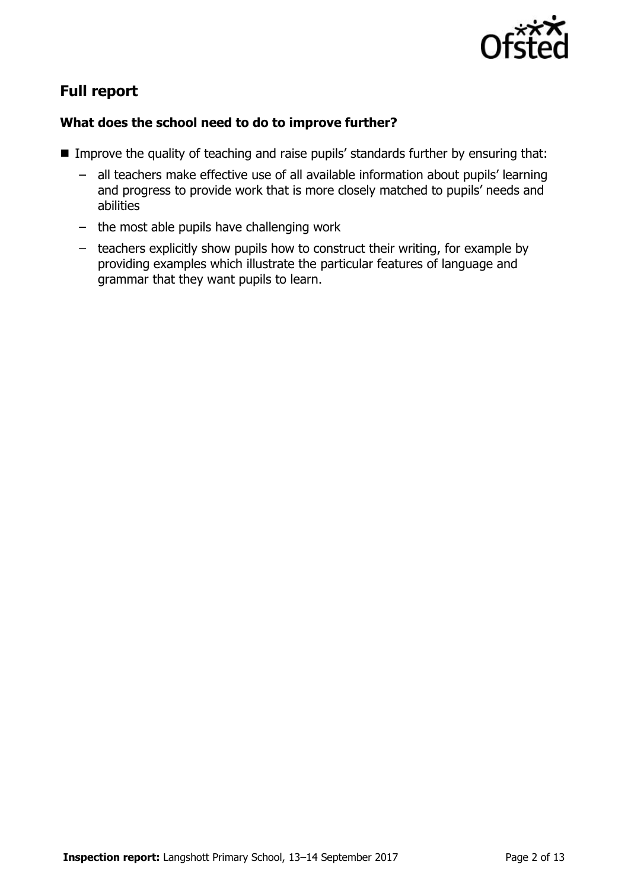## Full report

### What does the school need to do to improve further?

- Improve the quality of teaching and raise pupils' standards further by ensuring that:
  - all teachers make effective use of all available information about pupils' learning and progress to provide work that is more closely matched to pupils' needs and abilities
  - the most able pupils have challenging work
  - teachers explicitly show pupils how to construct their writing, for example by providing examples which illustrate the particular features of language and grammar that they want pupils to learn.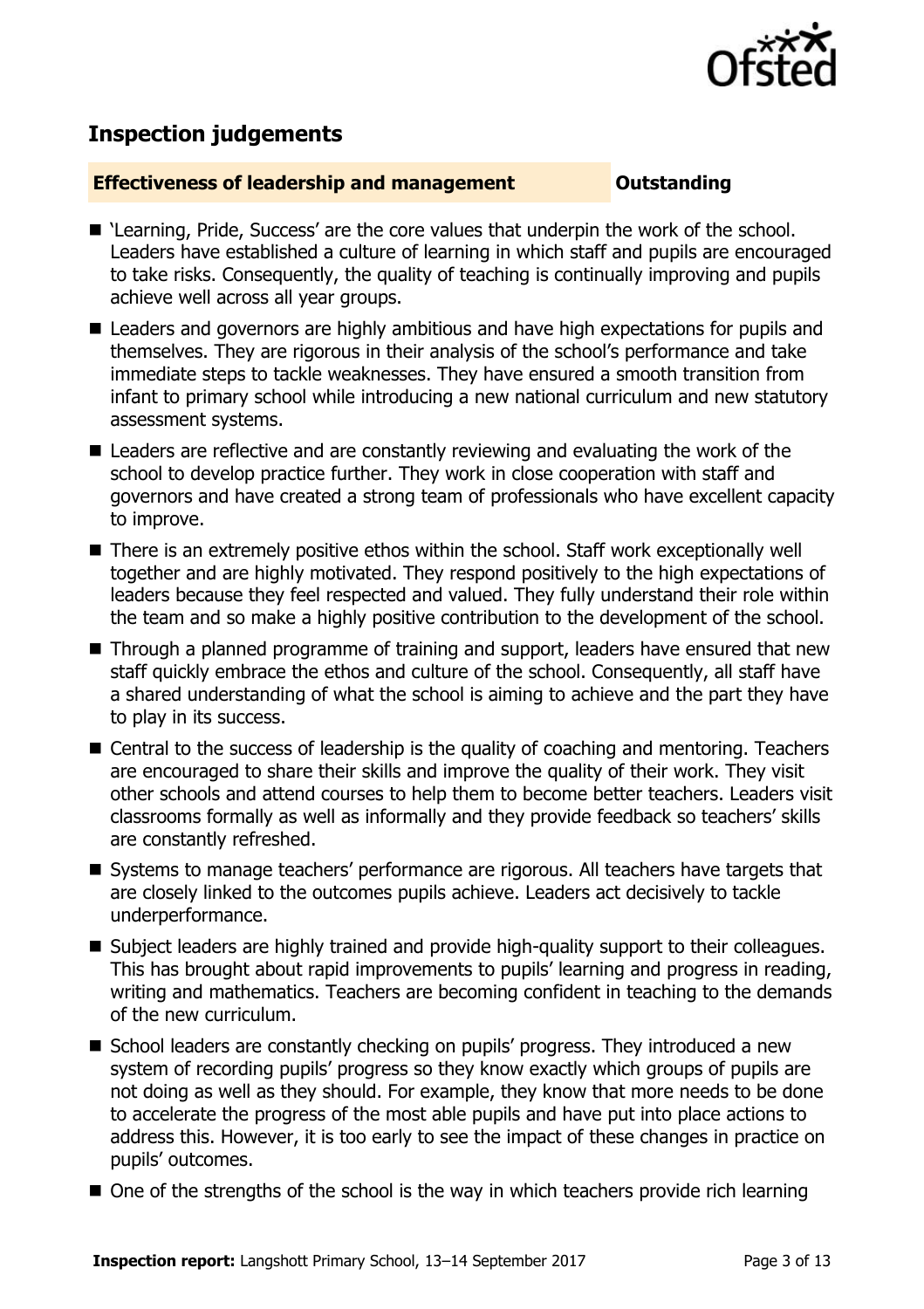## Inspection judgements

### Effectiveness of leadership and management — Outstanding

- 'Learning, Pride, Success' are the core values that underpin the work of the school. Leaders have established a culture of learning in which staff and pupils are encouraged to take risks. Consequently, the quality of teaching is continually improving and pupils achieve well across all year groups.
- Leaders and governors are highly ambitious and have high expectations for pupils and themselves. They are rigorous in their analysis of the school's performance and take immediate steps to tackle weaknesses. They have ensured a smooth transition from infant to primary school while introducing a new national curriculum and new statutory assessment systems.
- Leaders are reflective and are constantly reviewing and evaluating the work of the school to develop practice further. They work in close cooperation with staff and governors and have created a strong team of professionals who have excellent capacity to improve.
- There is an extremely positive ethos within the school. Staff work exceptionally well together and are highly motivated. They respond positively to the high expectations of leaders because they feel respected and valued. They fully understand their role within the team and so make a highly positive contribution to the development of the school.
- Through a planned programme of training and support, leaders have ensured that new staff quickly embrace the ethos and culture of the school. Consequently, all staff have a shared understanding of what the school is aiming to achieve and the part they have to play in its success.
- Central to the success of leadership is the quality of coaching and mentoring. Teachers are encouraged to share their skills and improve the quality of their work. They visit other schools and attend courses to help them to become better teachers. Leaders visit classrooms formally as well as informally and they provide feedback so teachers' skills are constantly refreshed.
- Systems to manage teachers' performance are rigorous. All teachers have targets that are closely linked to the outcomes pupils achieve. Leaders act decisively to tackle underperformance.
- Subject leaders are highly trained and provide high-quality support to their colleagues. This has brought about rapid improvements to pupils' learning and progress in reading, writing and mathematics. Teachers are becoming confident in teaching to the demands of the new curriculum.
- School leaders are constantly checking on pupils' progress. They introduced a new system of recording pupils' progress so they know exactly which groups of pupils are not doing as well as they should. For example, they know that more needs to be done to accelerate the progress of the most able pupils and have put into place actions to address this. However, it is too early to see the impact of these changes in practice on pupils' outcomes.
- One of the strengths of the school is the way in which teachers provide rich learning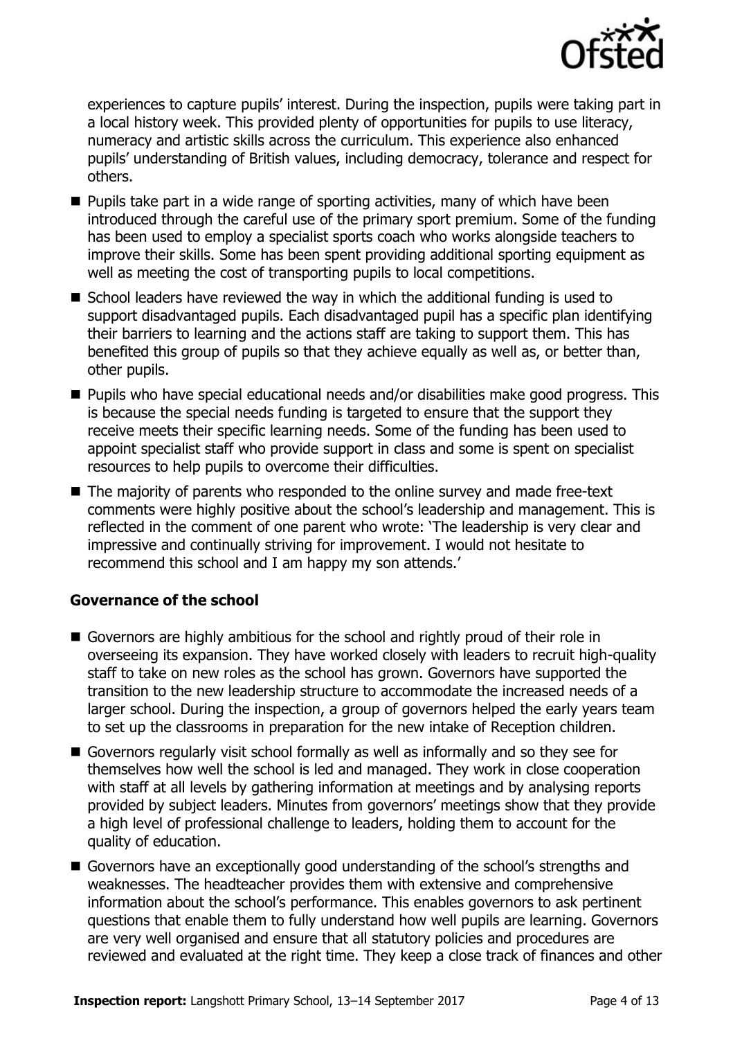experiences to capture pupils' interest. During the inspection, pupils were taking part in a local history week. This provided plenty of opportunities for pupils to use literacy, numeracy and artistic skills across the curriculum. This experience also enhanced pupils' understanding of British values, including democracy, tolerance and respect for others.

- Pupils take part in a wide range of sporting activities, many of which have been introduced through the careful use of the primary sport premium. Some of the funding has been used to employ a specialist sports coach who works alongside teachers to improve their skills. Some has been spent providing additional sporting equipment as well as meeting the cost of transporting pupils to local competitions.
- School leaders have reviewed the way in which the additional funding is used to support disadvantaged pupils. Each disadvantaged pupil has a specific plan identifying their barriers to learning and the actions staff are taking to support them. This has benefited this group of pupils so that they achieve equally as well as, or better than, other pupils.
- Pupils who have special educational needs and/or disabilities make good progress. This is because the special needs funding is targeted to ensure that the support they receive meets their specific learning needs. Some of the funding has been used to appoint specialist staff who provide support in class and some is spent on specialist resources to help pupils to overcome their difficulties.
- The majority of parents who responded to the online survey and made free-text comments were highly positive about the school's leadership and management. This is reflected in the comment of one parent who wrote: 'The leadership is very clear and impressive and continually striving for improvement. I would not hesitate to recommend this school and I am happy my son attends.'

### Governance of the school

- Governors are highly ambitious for the school and rightly proud of their role in overseeing its expansion. They have worked closely with leaders to recruit high-quality staff to take on new roles as the school has grown. Governors have supported the transition to the new leadership structure to accommodate the increased needs of a larger school. During the inspection, a group of governors helped the early years team to set up the classrooms in preparation for the new intake of Reception children.
- Governors regularly visit school formally as well as informally and so they see for themselves how well the school is led and managed. They work in close cooperation with staff at all levels by gathering information at meetings and by analysing reports provided by subject leaders. Minutes from governors' meetings show that they provide a high level of professional challenge to leaders, holding them to account for the quality of education.
- Governors have an exceptionally good understanding of the school's strengths and weaknesses. The headteacher provides them with extensive and comprehensive information about the school's performance. This enables governors to ask pertinent questions that enable them to fully understand how well pupils are learning. Governors are very well organised and ensure that all statutory policies and procedures are reviewed and evaluated at the right time. They keep a close track of finances and other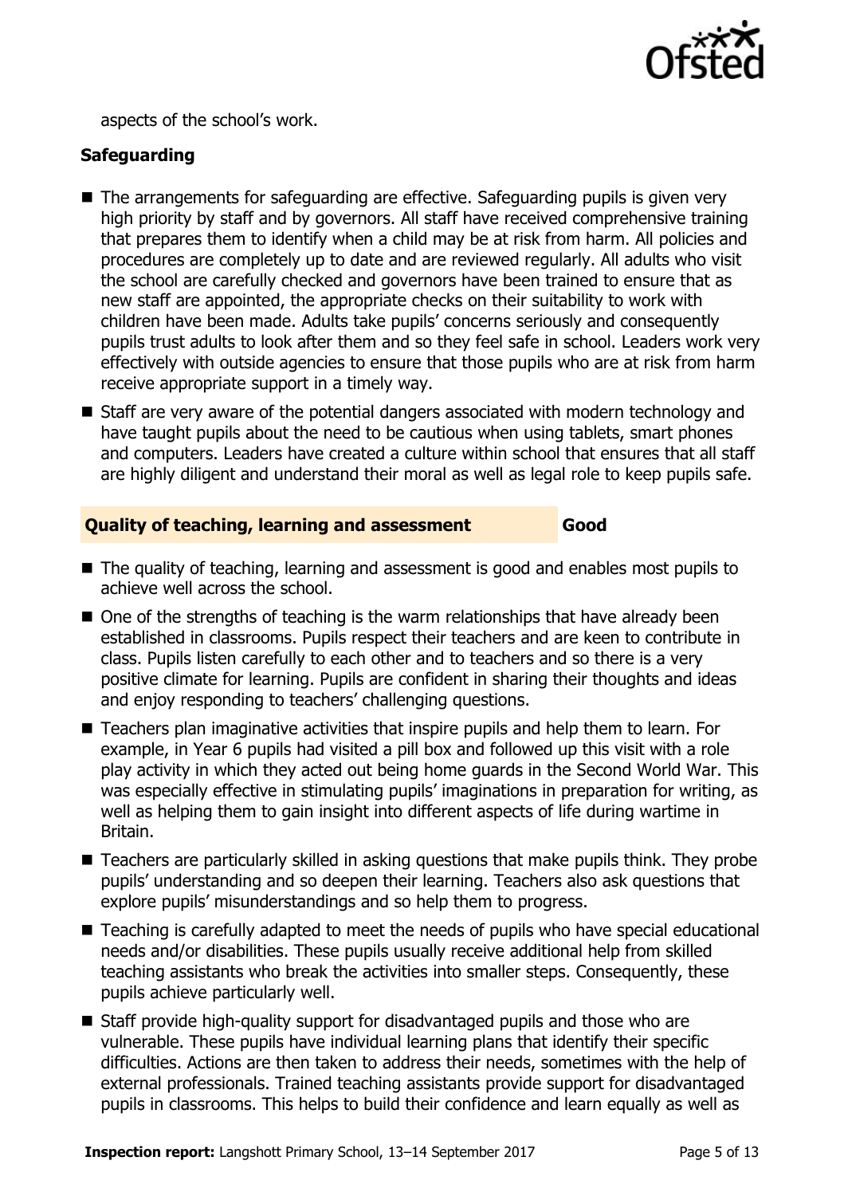aspects of the school's work.

### Safeguarding

- The arrangements for safeguarding are effective. Safeguarding pupils is given very high priority by staff and by governors. All staff have received comprehensive training that prepares them to identify when a child may be at risk from harm. All policies and procedures are completely up to date and are reviewed regularly. All adults who visit the school are carefully checked and governors have been trained to ensure that as new staff are appointed, the appropriate checks on their suitability to work with children have been made. Adults take pupils' concerns seriously and consequently pupils trust adults to look after them and so they feel safe in school. Leaders work very effectively with outside agencies to ensure that those pupils who are at risk from harm receive appropriate support in a timely way.
- Staff are very aware of the potential dangers associated with modern technology and have taught pupils about the need to be cautious when using tablets, smart phones and computers. Leaders have created a culture within school that ensures that all staff are highly diligent and understand their moral as well as legal role to keep pupils safe.

### Quality of teaching, learning and assessment — Good

- The quality of teaching, learning and assessment is good and enables most pupils to achieve well across the school.
- One of the strengths of teaching is the warm relationships that have already been established in classrooms. Pupils respect their teachers and are keen to contribute in class. Pupils listen carefully to each other and to teachers and so there is a very positive climate for learning. Pupils are confident in sharing their thoughts and ideas and enjoy responding to teachers' challenging questions.
- Teachers plan imaginative activities that inspire pupils and help them to learn. For example, in Year 6 pupils had visited a pill box and followed up this visit with a role play activity in which they acted out being home guards in the Second World War. This was especially effective in stimulating pupils' imaginations in preparation for writing, as well as helping them to gain insight into different aspects of life during wartime in Britain.
- Teachers are particularly skilled in asking questions that make pupils think. They probe pupils' understanding and so deepen their learning. Teachers also ask questions that explore pupils' misunderstandings and so help them to progress.
- Teaching is carefully adapted to meet the needs of pupils who have special educational needs and/or disabilities. These pupils usually receive additional help from skilled teaching assistants who break the activities into smaller steps. Consequently, these pupils achieve particularly well.
- Staff provide high-quality support for disadvantaged pupils and those who are vulnerable. These pupils have individual learning plans that identify their specific difficulties. Actions are then taken to address their needs, sometimes with the help of external professionals. Trained teaching assistants provide support for disadvantaged pupils in classrooms. This helps to build their confidence and learn equally as well as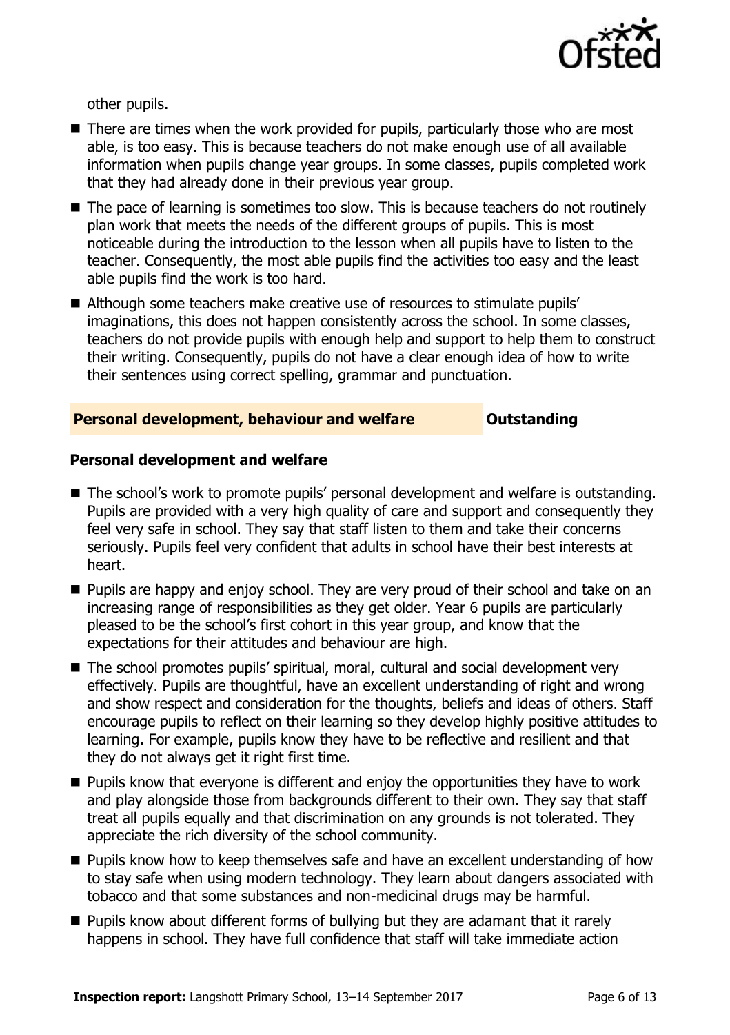other pupils.

- There are times when the work provided for pupils, particularly those who are most able, is too easy. This is because teachers do not make enough use of all available information when pupils change year groups. In some classes, pupils completed work that they had already done in their previous year group.
- The pace of learning is sometimes too slow. This is because teachers do not routinely plan work that meets the needs of the different groups of pupils. This is most noticeable during the introduction to the lesson when all pupils have to listen to the teacher. Consequently, the most able pupils find the activities too easy and the least able pupils find the work is too hard.
- Although some teachers make creative use of resources to stimulate pupils' imaginations, this does not happen consistently across the school. In some classes, teachers do not provide pupils with enough help and support to help them to construct their writing. Consequently, pupils do not have a clear enough idea of how to write their sentences using correct spelling, grammar and punctuation.

## Personal development, behaviour and welfare — Outstanding

### Personal development and welfare

- The school's work to promote pupils' personal development and welfare is outstanding. Pupils are provided with a very high quality of care and support and consequently they feel very safe in school. They say that staff listen to them and take their concerns seriously. Pupils feel very confident that adults in school have their best interests at heart.
- Pupils are happy and enjoy school. They are very proud of their school and take on an increasing range of responsibilities as they get older. Year 6 pupils are particularly pleased to be the school's first cohort in this year group, and know that the expectations for their attitudes and behaviour are high.
- The school promotes pupils' spiritual, moral, cultural and social development very effectively. Pupils are thoughtful, have an excellent understanding of right and wrong and show respect and consideration for the thoughts, beliefs and ideas of others. Staff encourage pupils to reflect on their learning so they develop highly positive attitudes to learning. For example, pupils know they have to be reflective and resilient and that they do not always get it right first time.
- Pupils know that everyone is different and enjoy the opportunities they have to work and play alongside those from backgrounds different to their own. They say that staff treat all pupils equally and that discrimination on any grounds is not tolerated. They appreciate the rich diversity of the school community.
- Pupils know how to keep themselves safe and have an excellent understanding of how to stay safe when using modern technology. They learn about dangers associated with tobacco and that some substances and non-medicinal drugs may be harmful.
- Pupils know about different forms of bullying but they are adamant that it rarely happens in school. They have full confidence that staff will take immediate action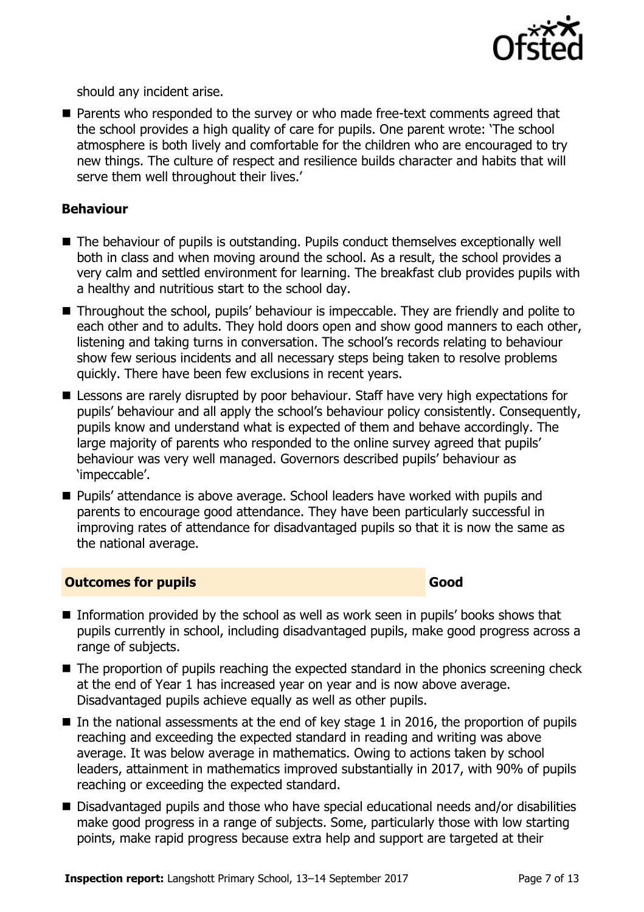should any incident arise.

- Parents who responded to the survey or who made free-text comments agreed that the school provides a high quality of care for pupils. One parent wrote: 'The school atmosphere is both lively and comfortable for the children who are encouraged to try new things. The culture of respect and resilience builds character and habits that will serve them well throughout their lives.'

### Behaviour

- The behaviour of pupils is outstanding. Pupils conduct themselves exceptionally well both in class and when moving around the school. As a result, the school provides a very calm and settled environment for learning. The breakfast club provides pupils with a healthy and nutritious start to the school day.
- Throughout the school, pupils' behaviour is impeccable. They are friendly and polite to each other and to adults. They hold doors open and show good manners to each other, listening and taking turns in conversation. The school's records relating to behaviour show few serious incidents and all necessary steps being taken to resolve problems quickly. There have been few exclusions in recent years.
- Lessons are rarely disrupted by poor behaviour. Staff have very high expectations for pupils' behaviour and all apply the school's behaviour policy consistently. Consequently, pupils know and understand what is expected of them and behave accordingly. The large majority of parents who responded to the online survey agreed that pupils' behaviour was very well managed. Governors described pupils' behaviour as 'impeccable'.
- Pupils' attendance is above average. School leaders have worked with pupils and parents to encourage good attendance. They have been particularly successful in improving rates of attendance for disadvantaged pupils so that it is now the same as the national average.

## Outcomes for pupils — Good

- Information provided by the school as well as work seen in pupils' books shows that pupils currently in school, including disadvantaged pupils, make good progress across a range of subjects.
- The proportion of pupils reaching the expected standard in the phonics screening check at the end of Year 1 has increased year on year and is now above average. Disadvantaged pupils achieve equally as well as other pupils.
- In the national assessments at the end of key stage 1 in 2016, the proportion of pupils reaching and exceeding the expected standard in reading and writing was above average. It was below average in mathematics. Owing to actions taken by school leaders, attainment in mathematics improved substantially in 2017, with 90% of pupils reaching or exceeding the expected standard.
- Disadvantaged pupils and those who have special educational needs and/or disabilities make good progress in a range of subjects. Some, particularly those with low starting points, make rapid progress because extra help and support are targeted at their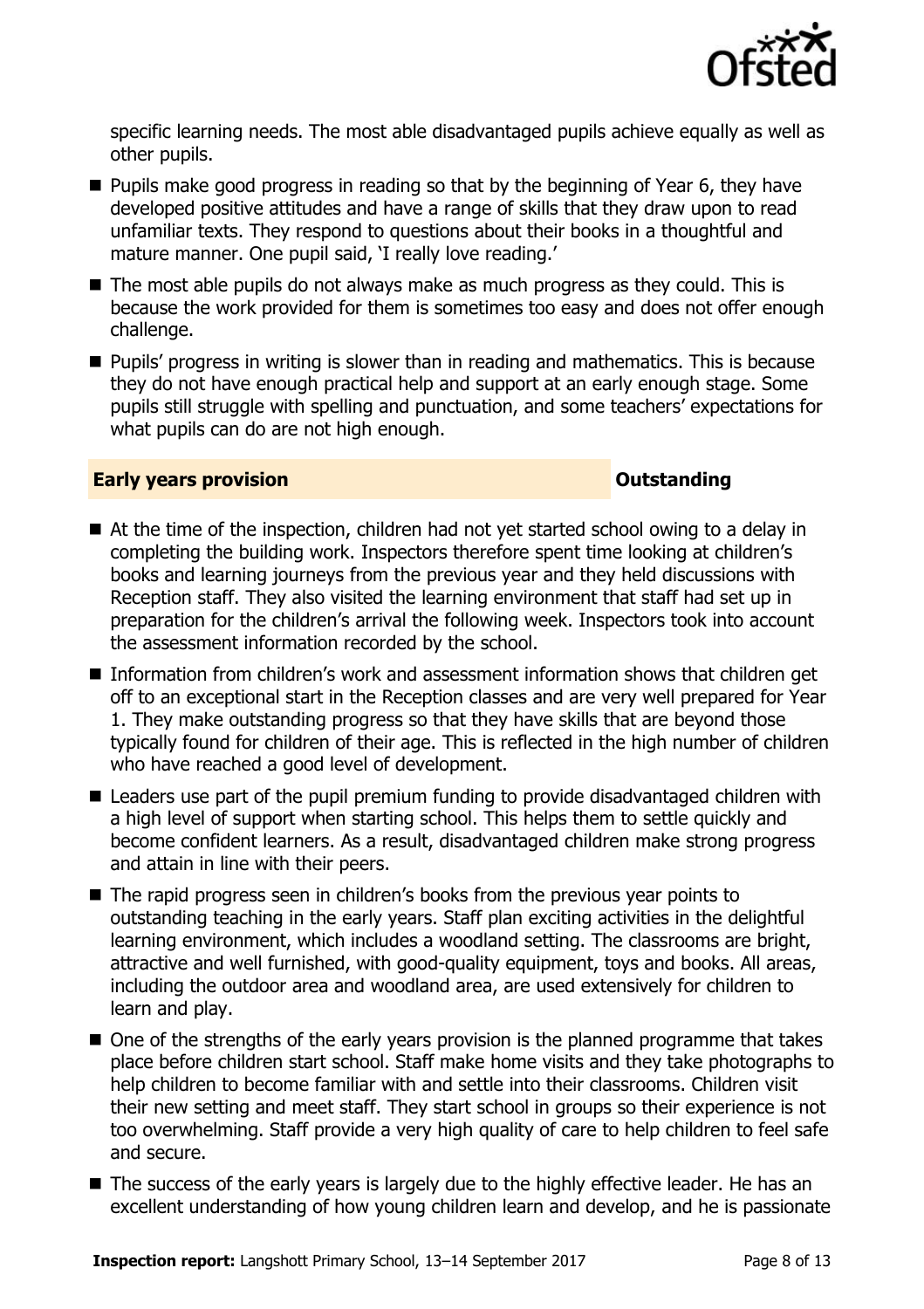specific learning needs. The most able disadvantaged pupils achieve equally as well as other pupils.

- Pupils make good progress in reading so that by the beginning of Year 6, they have developed positive attitudes and have a range of skills that they draw upon to read unfamiliar texts. They respond to questions about their books in a thoughtful and mature manner. One pupil said, 'I really love reading.'
- The most able pupils do not always make as much progress as they could. This is because the work provided for them is sometimes too easy and does not offer enough challenge.
- Pupils' progress in writing is slower than in reading and mathematics. This is because they do not have enough practical help and support at an early enough stage. Some pupils still struggle with spelling and punctuation, and some teachers' expectations for what pupils can do are not high enough.

## Early years provision — Outstanding

- At the time of the inspection, children had not yet started school owing to a delay in completing the building work. Inspectors therefore spent time looking at children's books and learning journeys from the previous year and they held discussions with Reception staff. They also visited the learning environment that staff had set up in preparation for the children's arrival the following week. Inspectors took into account the assessment information recorded by the school.
- Information from children's work and assessment information shows that children get off to an exceptional start in the Reception classes and are very well prepared for Year 1. They make outstanding progress so that they have skills that are beyond those typically found for children of their age. This is reflected in the high number of children who have reached a good level of development.
- Leaders use part of the pupil premium funding to provide disadvantaged children with a high level of support when starting school. This helps them to settle quickly and become confident learners. As a result, disadvantaged children make strong progress and attain in line with their peers.
- The rapid progress seen in children's books from the previous year points to outstanding teaching in the early years. Staff plan exciting activities in the delightful learning environment, which includes a woodland setting. The classrooms are bright, attractive and well furnished, with good-quality equipment, toys and books. All areas, including the outdoor area and woodland area, are used extensively for children to learn and play.
- One of the strengths of the early years provision is the planned programme that takes place before children start school. Staff make home visits and they take photographs to help children to become familiar with and settle into their classrooms. Children visit their new setting and meet staff. They start school in groups so their experience is not too overwhelming. Staff provide a very high quality of care to help children to feel safe and secure.
- The success of the early years is largely due to the highly effective leader. He has an excellent understanding of how young children learn and develop, and he is passionate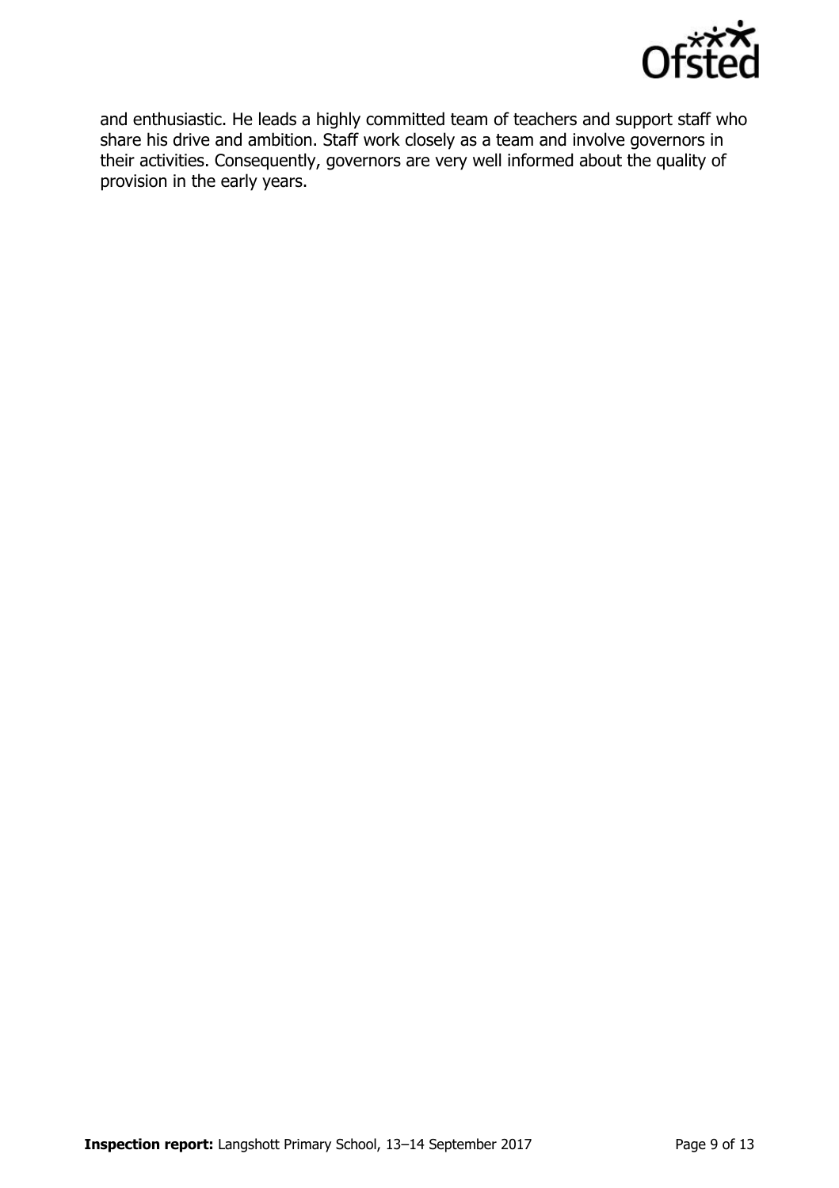and enthusiastic. He leads a highly committed team of teachers and support staff who share his drive and ambition. Staff work closely as a team and involve governors in their activities. Consequently, governors are very well informed about the quality of provision in the early years.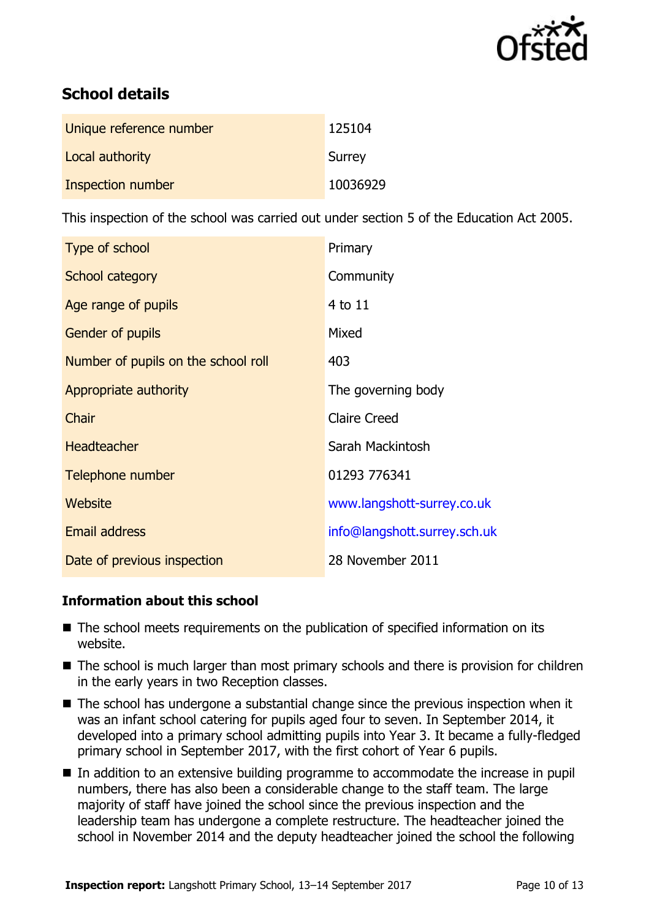## School details

| | |
|---|---|
| Unique reference number | 125104 |
| Local authority | Surrey |
| Inspection number | 10036929 |

This inspection of the school was carried out under section 5 of the Education Act 2005.

| | |
|---|---|
| Type of school | Primary |
| School category | Community |
| Age range of pupils | 4 to 11 |
| Gender of pupils | Mixed |
| Number of pupils on the school roll | 403 |
| Appropriate authority | The governing body |
| Chair | Claire Creed |
| Headteacher | Sarah Mackintosh |
| Telephone number | 01293 776341 |
| Website | www.langshott-surrey.co.uk |
| Email address | info@langshott.surrey.sch.uk |
| Date of previous inspection | 28 November 2011 |

### Information about this school

- The school meets requirements on the publication of specified information on its website.
- The school is much larger than most primary schools and there is provision for children in the early years in two Reception classes.
- The school has undergone a substantial change since the previous inspection when it was an infant school catering for pupils aged four to seven. In September 2014, it developed into a primary school admitting pupils into Year 3. It became a fully-fledged primary school in September 2017, with the first cohort of Year 6 pupils.
- In addition to an extensive building programme to accommodate the increase in pupil numbers, there has also been a considerable change to the staff team. The large majority of staff have joined the school since the previous inspection and the leadership team has undergone a complete restructure. The headteacher joined the school in November 2014 and the deputy headteacher joined the school the following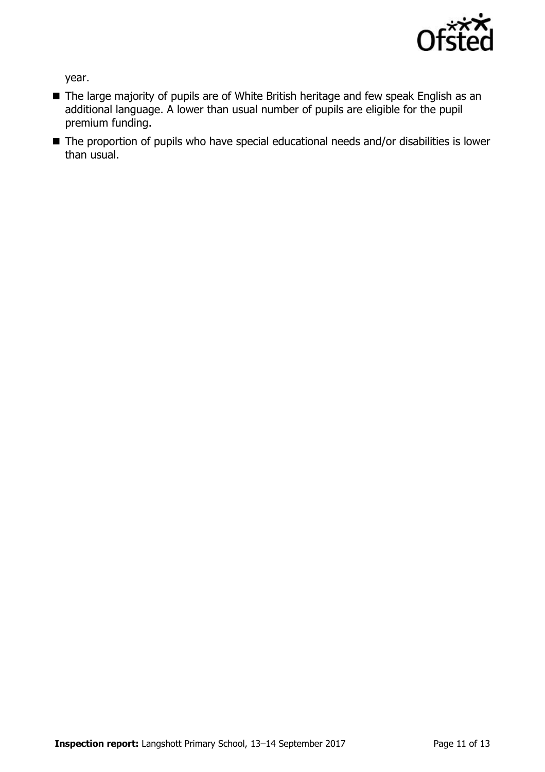year.

- The large majority of pupils are of White British heritage and few speak English as an additional language. A lower than usual number of pupils are eligible for the pupil premium funding.
- The proportion of pupils who have special educational needs and/or disabilities is lower than usual.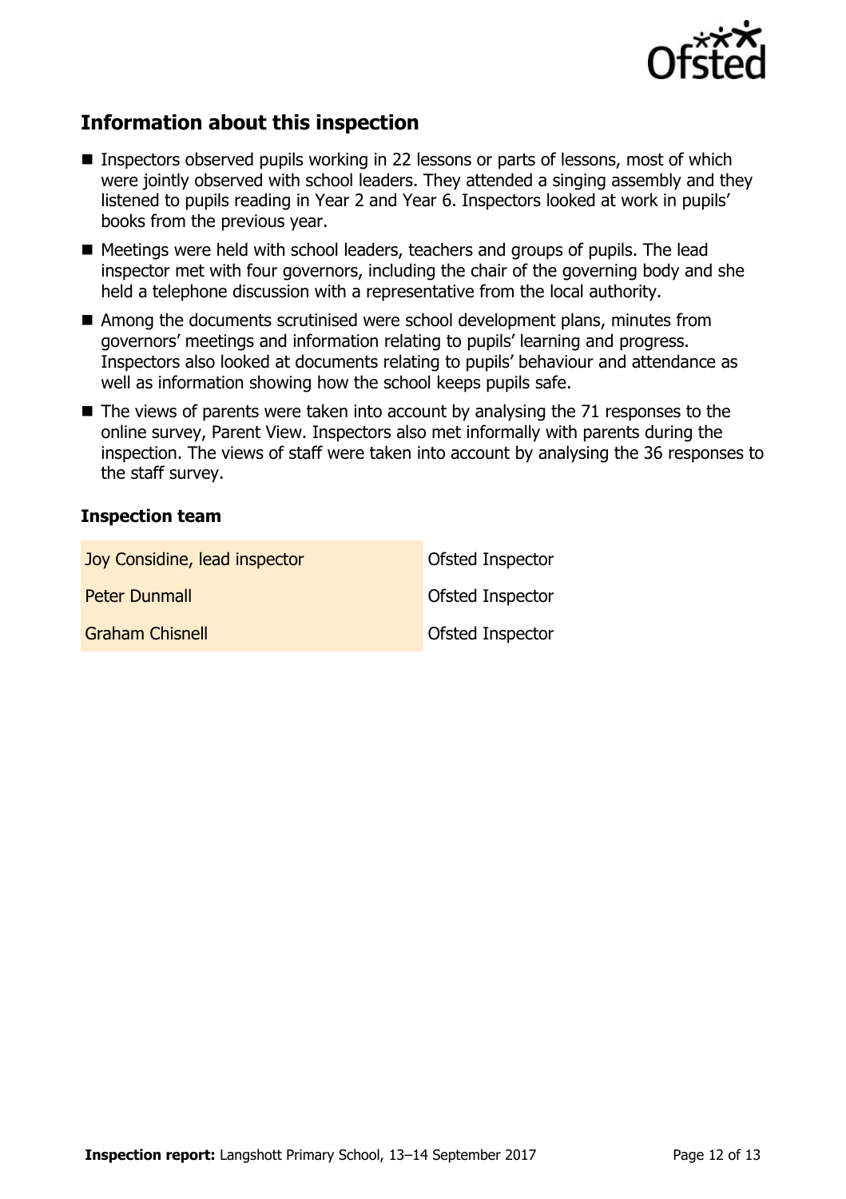## Information about this inspection

- Inspectors observed pupils working in 22 lessons or parts of lessons, most of which were jointly observed with school leaders. They attended a singing assembly and they listened to pupils reading in Year 2 and Year 6. Inspectors looked at work in pupils' books from the previous year.
- Meetings were held with school leaders, teachers and groups of pupils. The lead inspector met with four governors, including the chair of the governing body and she held a telephone discussion with a representative from the local authority.
- Among the documents scrutinised were school development plans, minutes from governors' meetings and information relating to pupils' learning and progress. Inspectors also looked at documents relating to pupils' behaviour and attendance as well as information showing how the school keeps pupils safe.
- The views of parents were taken into account by analysing the 71 responses to the online survey, Parent View. Inspectors also met informally with parents during the inspection. The views of staff were taken into account by analysing the 36 responses to the staff survey.

### Inspection team

| | |
|---|---|
| Joy Considine, lead inspector | Ofsted Inspector |
| Peter Dunmall | Ofsted Inspector |
| Graham Chisnell | Ofsted Inspector |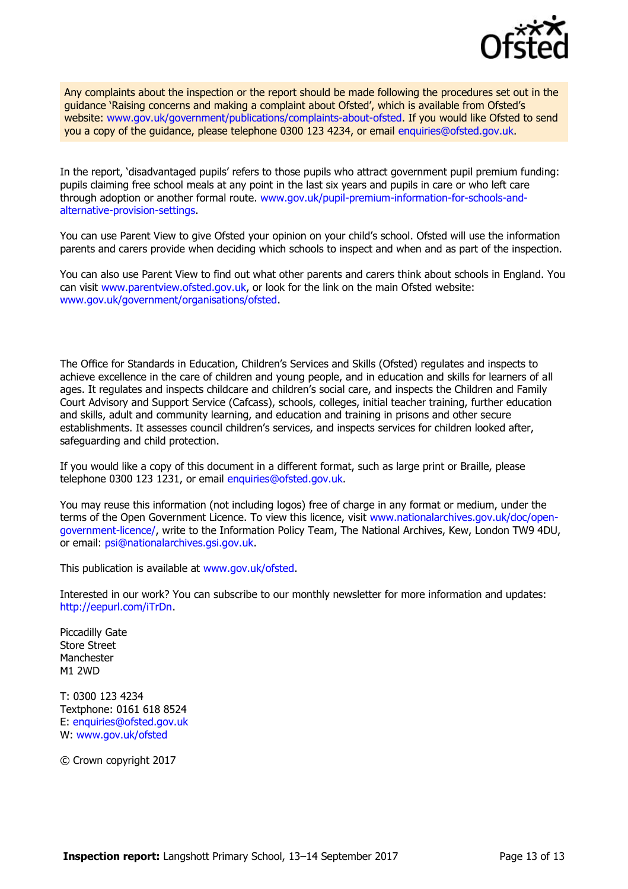Any complaints about the inspection or the report should be made following the procedures set out in the guidance 'Raising concerns and making a complaint about Ofsted', which is available from Ofsted's website: www.gov.uk/government/publications/complaints-about-ofsted. If you would like Ofsted to send you a copy of the guidance, please telephone 0300 123 4234, or email enquiries@ofsted.gov.uk.

In the report, 'disadvantaged pupils' refers to those pupils who attract government pupil premium funding: pupils claiming free school meals at any point in the last six years and pupils in care or who left care through adoption or another formal route. www.gov.uk/pupil-premium-information-for-schools-and-alternative-provision-settings.

You can use Parent View to give Ofsted your opinion on your child's school. Ofsted will use the information parents and carers provide when deciding which schools to inspect and when and as part of the inspection.

You can also use Parent View to find out what other parents and carers think about schools in England. You can visit www.parentview.ofsted.gov.uk, or look for the link on the main Ofsted website: www.gov.uk/government/organisations/ofsted.

The Office for Standards in Education, Children's Services and Skills (Ofsted) regulates and inspects to achieve excellence in the care of children and young people, and in education and skills for learners of all ages. It regulates and inspects childcare and children's social care, and inspects the Children and Family Court Advisory and Support Service (Cafcass), schools, colleges, initial teacher training, further education and skills, adult and community learning, and education and training in prisons and other secure establishments. It assesses council children's services, and inspects services for children looked after, safeguarding and child protection.

If you would like a copy of this document in a different format, such as large print or Braille, please telephone 0300 123 1231, or email enquiries@ofsted.gov.uk.

You may reuse this information (not including logos) free of charge in any format or medium, under the terms of the Open Government Licence. To view this licence, visit www.nationalarchives.gov.uk/doc/open-government-licence/, write to the Information Policy Team, The National Archives, Kew, London TW9 4DU, or email: psi@nationalarchives.gsi.gov.uk.

This publication is available at www.gov.uk/ofsted.

Interested in our work? You can subscribe to our monthly newsletter for more information and updates: http://eepurl.com/iTrDn.

Piccadilly Gate
Store Street
Manchester
M1 2WD

T: 0300 123 4234
Textphone: 0161 618 8524
E: enquiries@ofsted.gov.uk
W: www.gov.uk/ofsted

© Crown copyright 2017